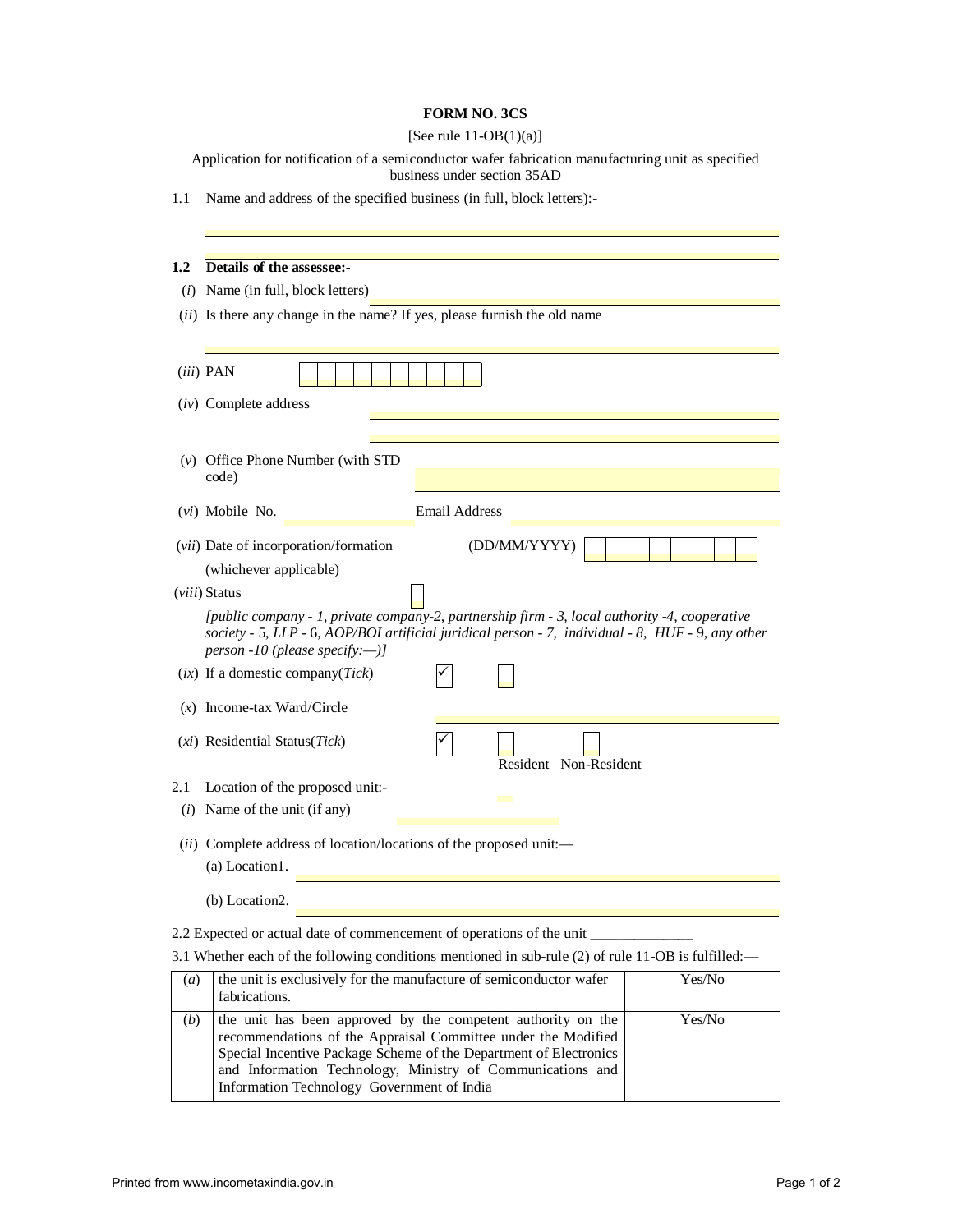# FORM NO. 3CS

[See rule 11-OB(1)(a)]

Application for notification of a semiconductor wafer fabrication manufacturing unit as specified business under section 35AD

1.1 Name and address of the specified business (in full, block letters):-

______________________________

______________________________

**1.2 Details of the assessee:-**

(*i*) Name (in full, block letters) ______________________________

(*ii*) Is there any change in the name? If yes, please furnish the old name

______________________________

(*iii*) PAN ☐☐☐☐☐☐☐☐☐☐

(*iv*) Complete address ______________________________

______________________________

(*v*) Office Phone Number (with STD code) ______________________________

(*vi*) Mobile No. ______________ Email Address ______________

(*vii*) Date of incorporation/formation (whichever applicable) (DD/MM/YYYY) ☐☐☐☐☐☐☐☐

(*viii*) Status ☐

*[public company - 1, private company-2, partnership firm - 3, local authority -4, cooperative society - 5, LLP - 6, AOP/BOI artificial juridical person - 7, individual - 8, HUF - 9, any other person -10 (please specify:—)]*

(*ix*) If a domestic company(*Tick*) ✓ ☐

(*x*) Income-tax Ward/Circle ______________________________

(*xi*) Residential Status(*Tick*) ✓ ☐ Resident ☐ Non-Resident

2.1 Location of the proposed unit:-

(*i*) Name of the unit (if any) ______________

(*ii*) Complete address of location/locations of the proposed unit:—

(a) Location1. ______________________________

(b) Location2. ______________________________

2.2 Expected or actual date of commencement of operations of the unit ______________

3.1 Whether each of the following conditions mentioned in sub-rule (2) of rule 11-OB is fulfilled:—

| | | |
|---|---|---|
| (*a*) | the unit is exclusively for the manufacture of semiconductor wafer fabrications. | Yes/No |
| (*b*) | the unit has been approved by the competent authority on the recommendations of the Appraisal Committee under the Modified Special Incentive Package Scheme of the Department of Electronics and Information Technology, Ministry of Communications and Information Technology Government of India | Yes/No |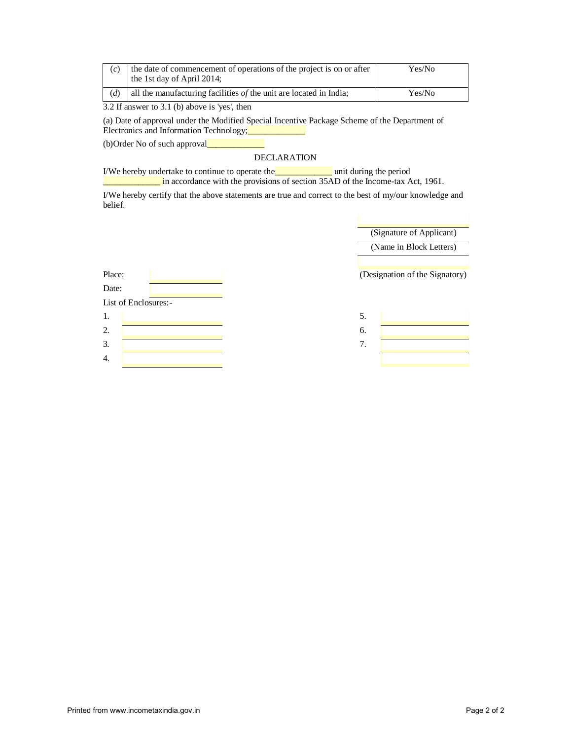| | | |
|---|---|---|
| (*c*) | the date of commencement of operations of the project is on or after the 1st day of April 2014; | Yes/No |
| (*d*) | all the manufacturing facilities *of* the unit are located in India; | Yes/No |

3.2 If answer to 3.1 (b) above is 'yes', then

(a) Date of approval under the Modified Special Incentive Package Scheme of the Department of Electronics and Information Technology;_____________

(b)Order No of such approval_____________

DECLARATION

I/We hereby undertake to continue to operate the_____________ unit during the period _____________ in accordance with the provisions of section 35AD of the Income-tax Act, 1961.

I/We hereby certify that the above statements are true and correct to the best of my/our knowledge and belief.

(Signature of Applicant)

(Name in Block Letters)

(Designation of the Signatory)

Place:

Date:

List of Enclosures:-

1.

2.

3.

4.

5.

6.

7.